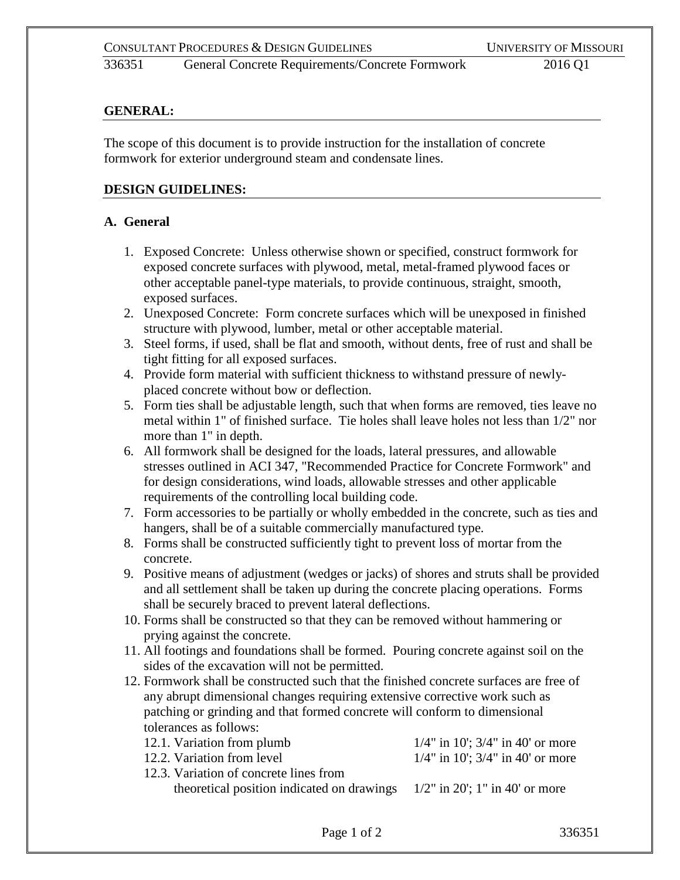## GENERAL:

The scope of this document is to provide instruction for the installation of concrete formwork for exterior underground steam and condensate lines.

## DESIGN GUIDELINES:

### A. General

1. Exposed Concrete: Unless otherwise shown or specified, construct formwork for exposed concrete surfaces with plywood, metal, metal-framed plywood faces or other acceptable panel-type materials, to provide continuous, straight, smooth, exposed surfaces.
2. Unexposed Concrete: Form concrete surfaces which will be unexposed in finished structure with plywood, lumber, metal or other acceptable material.
3. Steel forms, if used, shall be flat and smooth, without dents, free of rust and shall be tight fitting for all exposed surfaces.
4. Provide form material with sufficient thickness to withstand pressure of newly-placed concrete without bow or deflection.
5. Form ties shall be adjustable length, such that when forms are removed, ties leave no metal within 1" of finished surface. Tie holes shall leave holes not less than 1/2" nor more than 1" in depth.
6. All formwork shall be designed for the loads, lateral pressures, and allowable stresses outlined in ACI 347, "Recommended Practice for Concrete Formwork" and for design considerations, wind loads, allowable stresses and other applicable requirements of the controlling local building code.
7. Form accessories to be partially or wholly embedded in the concrete, such as ties and hangers, shall be of a suitable commercially manufactured type.
8. Forms shall be constructed sufficiently tight to prevent loss of mortar from the concrete.
9. Positive means of adjustment (wedges or jacks) of shores and struts shall be provided and all settlement shall be taken up during the concrete placing operations. Forms shall be securely braced to prevent lateral deflections.
10. Forms shall be constructed so that they can be removed without hammering or prying against the concrete.
11. All footings and foundations shall be formed. Pouring concrete against soil on the sides of the excavation will not be permitted.
12. Formwork shall be constructed such that the finished concrete surfaces are free of any abrupt dimensional changes requiring extensive corrective work such as patching or grinding and that formed concrete will conform to dimensional tolerances as follows:
    - 12.1. Variation from plumb — 1/4" in 10'; 3/4" in 40' or more
    - 12.2. Variation from level — 1/4" in 10'; 3/4" in 40' or more
    - 12.3. Variation of concrete lines from theoretical position indicated on drawings — 1/2" in 20'; 1" in 40' or more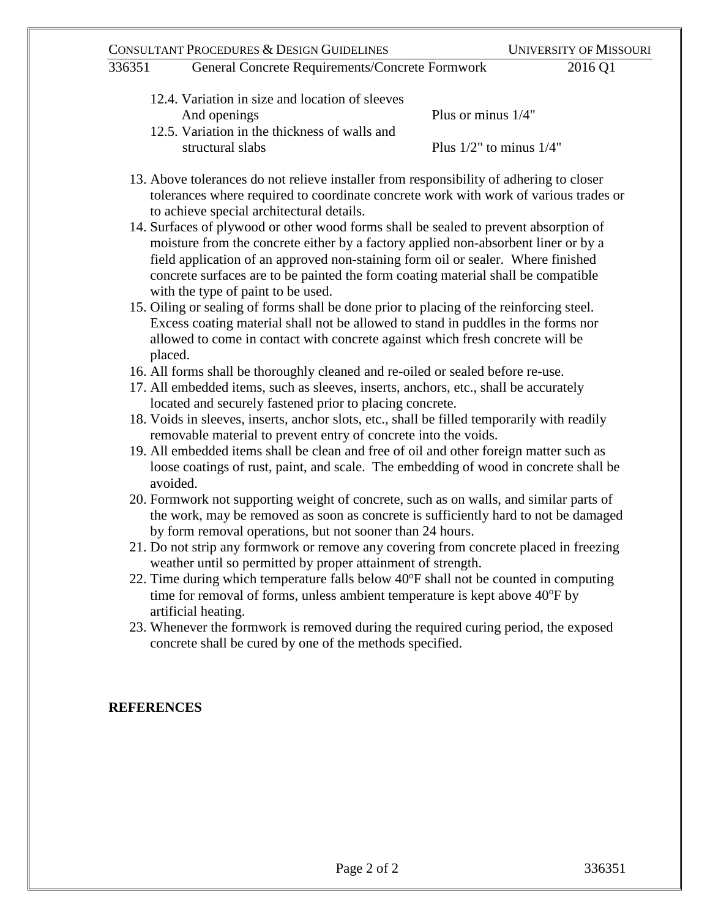12.4. Variation in size and location of sleeves And openings — Plus or minus 1/4"

12.5. Variation in the thickness of walls and structural slabs — Plus 1/2" to minus 1/4"

13. Above tolerances do not relieve installer from responsibility of adhering to closer tolerances where required to coordinate concrete work with work of various trades or to achieve special architectural details.
14. Surfaces of plywood or other wood forms shall be sealed to prevent absorption of moisture from the concrete either by a factory applied non-absorbent liner or by a field application of an approved non-staining form oil or sealer. Where finished concrete surfaces are to be painted the form coating material shall be compatible with the type of paint to be used.
15. Oiling or sealing of forms shall be done prior to placing of the reinforcing steel. Excess coating material shall not be allowed to stand in puddles in the forms nor allowed to come in contact with concrete against which fresh concrete will be placed.
16. All forms shall be thoroughly cleaned and re-oiled or sealed before re-use.
17. All embedded items, such as sleeves, inserts, anchors, etc., shall be accurately located and securely fastened prior to placing concrete.
18. Voids in sleeves, inserts, anchor slots, etc., shall be filled temporarily with readily removable material to prevent entry of concrete into the voids.
19. All embedded items shall be clean and free of oil and other foreign matter such as loose coatings of rust, paint, and scale. The embedding of wood in concrete shall be avoided.
20. Formwork not supporting weight of concrete, such as on walls, and similar parts of the work, may be removed as soon as concrete is sufficiently hard to not be damaged by form removal operations, but not sooner than 24 hours.
21. Do not strip any formwork or remove any covering from concrete placed in freezing weather until so permitted by proper attainment of strength.
22. Time during which temperature falls below 40$^{o}$F shall not be counted in computing time for removal of forms, unless ambient temperature is kept above 40$^{o}$F by artificial heating.
23. Whenever the formwork is removed during the required curing period, the exposed concrete shall be cured by one of the methods specified.

**REFERENCES**